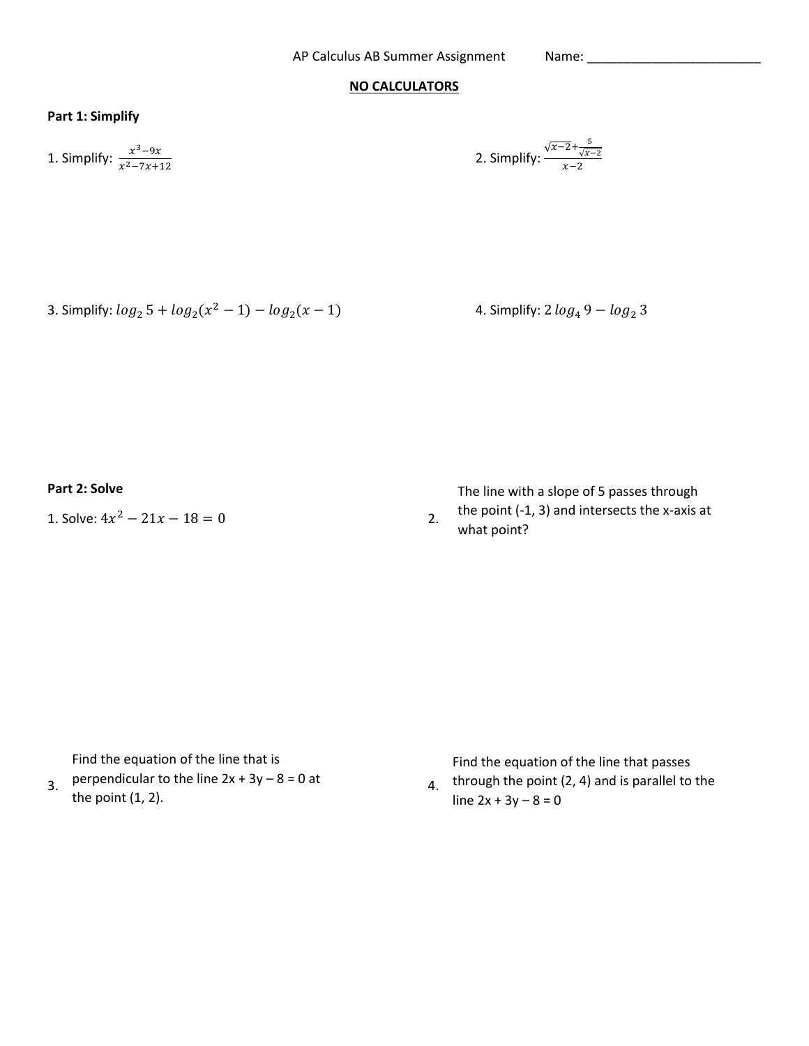AP Calculus AB Summer Assignment Name: \_\_\_\_\_\_\_\_\_\_\_\_\_\_\_\_\_\_\_\_\_\_\_\_\_

**NO CALCULATORS**

**Part 1: Simplify**

1. Simplify: $\frac{x^3-9x}{x^2-7x+12}$

2. Simplify: $\frac{\sqrt{x-2}+\frac{5}{\sqrt{x-2}}}{x-2}$

3. Simplify: $log_2 5 + log_2(x^2-1) - log_2(x-1)$

4. Simplify: $2\, log_4 9 - log_2 3$

**Part 2: Solve**

1. Solve: $4x^2 - 21x - 18 = 0$

2. The line with a slope of 5 passes through the point (-1, 3) and intersects the x-axis at what point?

3. Find the equation of the line that is perpendicular to the line 2x + 3y – 8 = 0 at the point (1, 2).

4. Find the equation of the line that passes through the point (2, 4) and is parallel to the line 2x + 3y – 8 = 0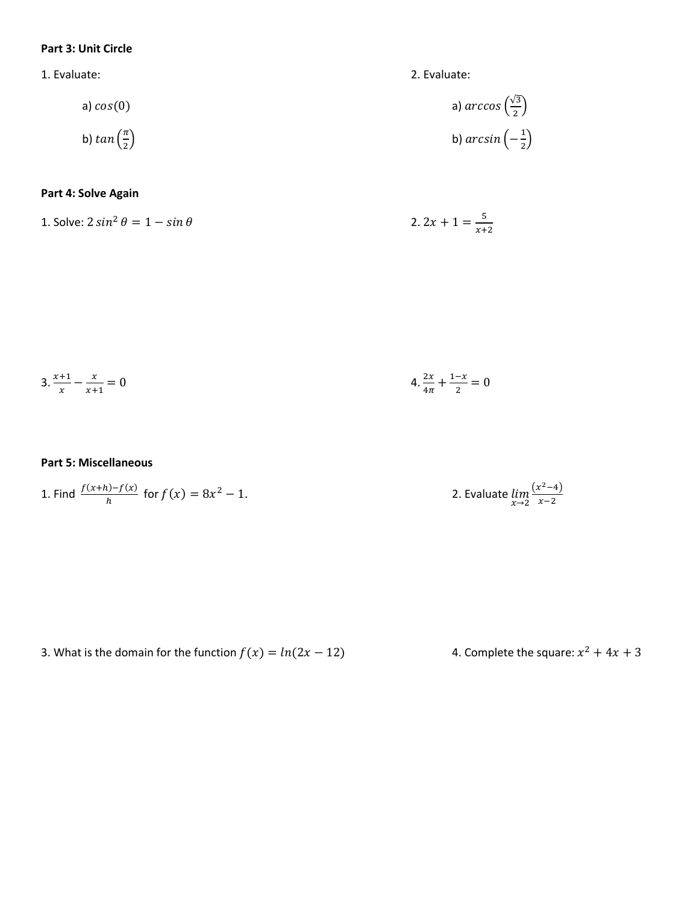**Part 3: Unit Circle**

1. Evaluate:

a) $cos(0)$

b) $tan\left(\frac{\pi}{2}\right)$

2. Evaluate:

a) $arccos\left(\frac{\sqrt{3}}{2}\right)$

b) $arcsin\left(-\frac{1}{2}\right)$

**Part 4: Solve Again**

1. Solve: $2\,sin^2\,\theta = 1 - sin\,\theta$

2. $2x + 1 = \frac{5}{x+2}$

3. $\frac{x+1}{x} - \frac{x}{x+1} = 0$

4. $\frac{2x}{4\pi} + \frac{1-x}{2} = 0$

**Part 5: Miscellaneous**

1. Find $\frac{f(x+h)-f(x)}{h}$ for $f(x) = 8x^2 - 1$.

2. Evaluate $\lim\limits_{x \to 2} \frac{(x^2-4)}{x-2}$

3. What is the domain for the function $f(x) = ln(2x - 12)$

4. Complete the square: $x^2 + 4x + 3$